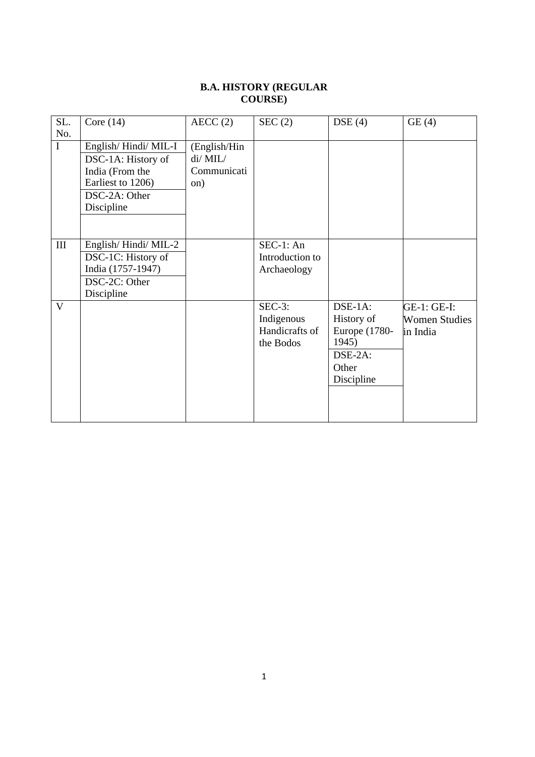**B.A. HISTORY (REGULAR COURSE)**

| SL. No. | Core (14) | AECC (2) | SEC (2) | DSE (4) | GE (4) |
|---|---|---|---|---|---|
| I | English/ Hindi/ MIL-I<br>DSC-1A: History of India (From the Earliest to 1206)<br>DSC-2A: Other Discipline | (English/Hindi/ MIL/ Communication) | | | |
| III | English/ Hindi/ MIL-2<br>DSC-1C: History of India (1757-1947)<br>DSC-2C: Other Discipline | | SEC-1: An Introduction to Archaeology | | |
| V | | | SEC-3: Indigenous Handicrafts of the Bodos | DSE-1A: History of Europe (1780-1945)<br>DSE-2A: Other Discipline | GE-1: GE-I: Women Studies in India |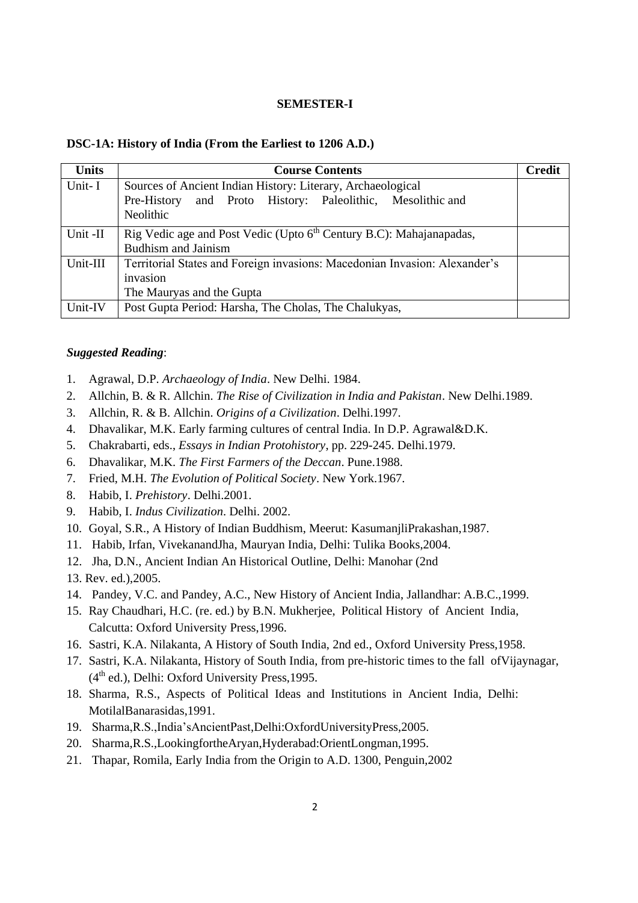**SEMESTER-I**

**DSC-1A: History of India (From the Earliest to 1206 A.D.)**

| Units | Course Contents | Credit |
|---|---|---|
| Unit- I | Sources of Ancient Indian History: Literary, Archaeological<br>Pre-History and Proto History: Paleolithic, Mesolithic and Neolithic | |
| Unit -II | Rig Vedic age and Post Vedic (Upto 6th Century B.C): Mahajanapadas, Budhism and Jainism | |
| Unit-III | Territorial States and Foreign invasions: Macedonian Invasion: Alexander's invasion<br>The Mauryas and the Gupta | |
| Unit-IV | Post Gupta Period: Harsha, The Cholas, The Chalukyas, | |

***Suggested Reading***:

1. Agrawal, D.P. *Archaeology of India*. New Delhi. 1984.
2. Allchin, B. & R. Allchin. *The Rise of Civilization in India and Pakistan*. New Delhi.1989.
3. Allchin, R. & B. Allchin. *Origins of a Civilization*. Delhi.1997.
4. Dhavalikar, M.K. Early farming cultures of central India. In D.P. Agrawal&D.K.
5. Chakrabarti, eds., *Essays in Indian Protohistory*, pp. 229-245. Delhi.1979.
6. Dhavalikar, M.K. *The First Farmers of the Deccan*. Pune.1988.
7. Fried, M.H. *The Evolution of Political Society*. New York.1967.
8. Habib, I. *Prehistory*. Delhi.2001.
9. Habib, I. *Indus Civilization*. Delhi. 2002.
10. Goyal, S.R., A History of Indian Buddhism, Meerut: KasumanjliPrakashan,1987.
11. Habib, Irfan, VivekanandJha, Mauryan India, Delhi: Tulika Books,2004.
12. Jha, D.N., Ancient Indian An Historical Outline, Delhi: Manohar (2nd
13. Rev. ed.),2005.
14. Pandey, V.C. and Pandey, A.C., New History of Ancient India, Jallandhar: A.B.C.,1999.
15. Ray Chaudhari, H.C. (re. ed.) by B.N. Mukherjee, Political History of Ancient India, Calcutta: Oxford University Press,1996.
16. Sastri, K.A. Nilakanta, A History of South India, 2nd ed., Oxford University Press,1958.
17. Sastri, K.A. Nilakanta, History of South India, from pre-historic times to the fall ofVijaynagar, (4th ed.), Delhi: Oxford University Press,1995.
18. Sharma, R.S., Aspects of Political Ideas and Institutions in Ancient India, Delhi: MotilalBanarasidas,1991.
19. Sharma,R.S.,India'sAncientPast,Delhi:OxfordUniversityPress,2005.
20. Sharma,R.S.,LookingfortheAryan,Hyderabad:OrientLongman,1995.
21. Thapar, Romila, Early India from the Origin to A.D. 1300, Penguin,2002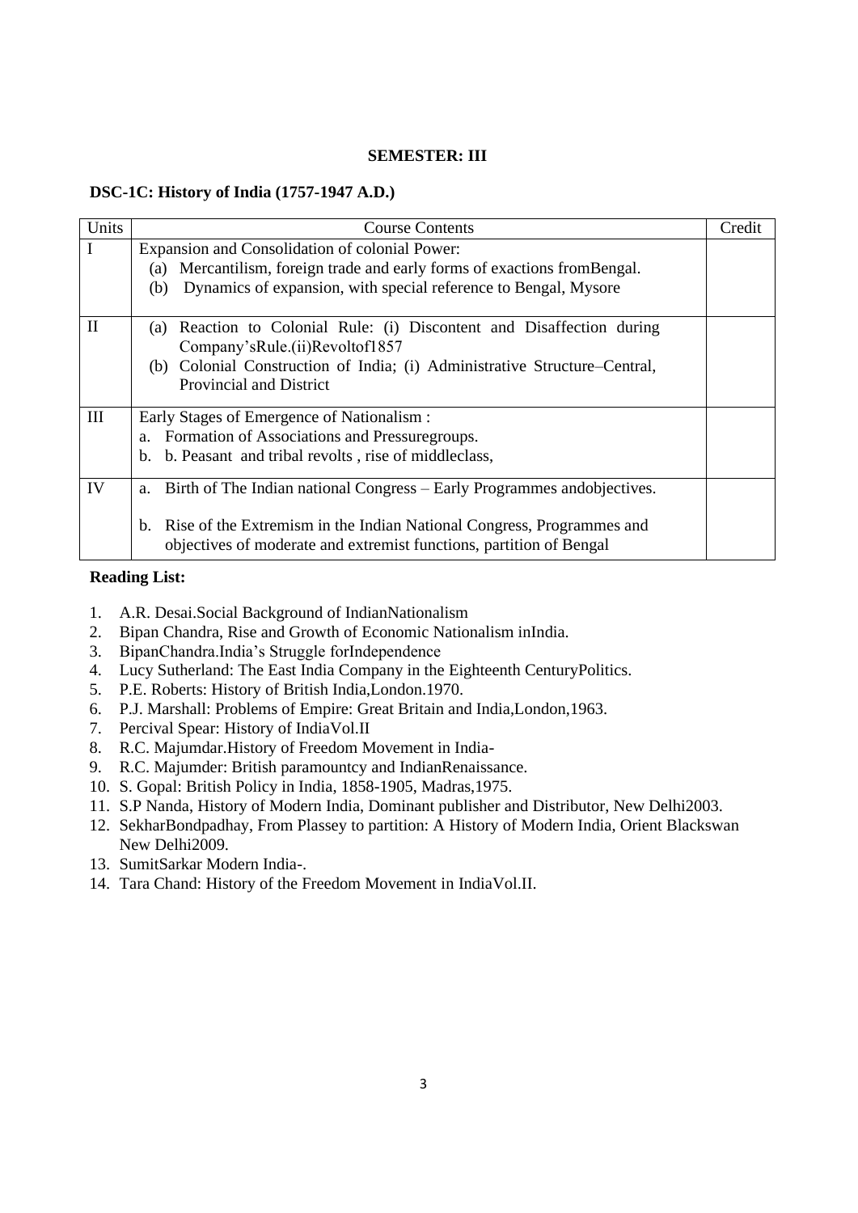**SEMESTER: III**

**DSC-1C: History of India (1757-1947 A.D.)**

| Units | Course Contents | Credit |
|---|---|---|
| I | Expansion and Consolidation of colonial Power:<br>(a) Mercantilism, foreign trade and early forms of exactions fromBengal.<br>(b) Dynamics of expansion, with special reference to Bengal, Mysore | |
| II | (a) Reaction to Colonial Rule: (i) Discontent and Disaffection during Company'sRule.(ii)Revoltof1857<br>(b) Colonial Construction of India; (i) Administrative Structure–Central, Provincial and District | |
| III | Early Stages of Emergence of Nationalism :<br>a. Formation of Associations and Pressuregroups.<br>b. b. Peasant and tribal revolts , rise of middleclass, | |
| IV | a. Birth of The Indian national Congress – Early Programmes andobjectives.<br>b. Rise of the Extremism in the Indian National Congress, Programmes and objectives of moderate and extremist functions, partition of Bengal | |

**Reading List:**

1. A.R. Desai.Social Background of IndianNationalism
2. Bipan Chandra, Rise and Growth of Economic Nationalism inIndia.
3. BipanChandra.India's Struggle forIndependence
4. Lucy Sutherland: The East India Company in the Eighteenth CenturyPolitics.
5. P.E. Roberts: History of British India,London.1970.
6. P.J. Marshall: Problems of Empire: Great Britain and India,London,1963.
7. Percival Spear: History of IndiaVol.II
8. R.C. Majumdar.History of Freedom Movement in India-
9. R.C. Majumder: British paramountcy and IndianRenaissance.
10. S. Gopal: British Policy in India, 1858-1905, Madras,1975.
11. S.P Nanda, History of Modern India, Dominant publisher and Distributor, New Delhi2003.
12. SekharBondpadhay, From Plassey to partition: A History of Modern India, Orient Blackswan New Delhi2009.
13. SumitSarkar Modern India-.
14. Tara Chand: History of the Freedom Movement in IndiaVol.II.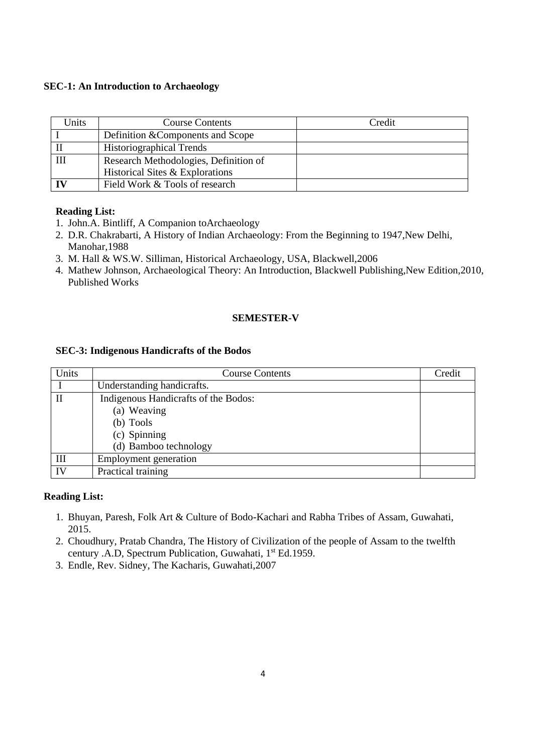**SEC-1: An Introduction to Archaeology**

| Units | Course Contents | Credit |
|---|---|---|
| I | Definition &Components and Scope | |
| II | Historiographical Trends | |
| III | Research Methodologies, Definition of Historical Sites & Explorations | |
| **IV** | Field Work & Tools of research | |

**Reading List:**

1. John.A. Bintliff, A Companion toArchaeology
2. D.R. Chakrabarti, A History of Indian Archaeology: From the Beginning to 1947,New Delhi, Manohar,1988
3. M. Hall & WS.W. Silliman, Historical Archaeology, USA, Blackwell,2006
4. Mathew Johnson, Archaeological Theory: An Introduction, Blackwell Publishing,New Edition,2010, Published Works

**SEMESTER-V**

**SEC-3: Indigenous Handicrafts of the Bodos**

| Units | Course Contents | Credit |
|---|---|---|
| I | Understanding handicrafts. | |
| II | Indigenous Handicrafts of the Bodos:<br>(a) Weaving<br>(b) Tools<br>(c) Spinning<br>(d) Bamboo technology | |
| III | Employment generation | |
| IV | Practical training | |

**Reading List:**

1. Bhuyan, Paresh, Folk Art & Culture of Bodo-Kachari and Rabha Tribes of Assam, Guwahati, 2015.
2. Choudhury, Pratab Chandra, The History of Civilization of the people of Assam to the twelfth century .A.D, Spectrum Publication, Guwahati, 1st Ed.1959.
3. Endle, Rev. Sidney, The Kacharis, Guwahati,2007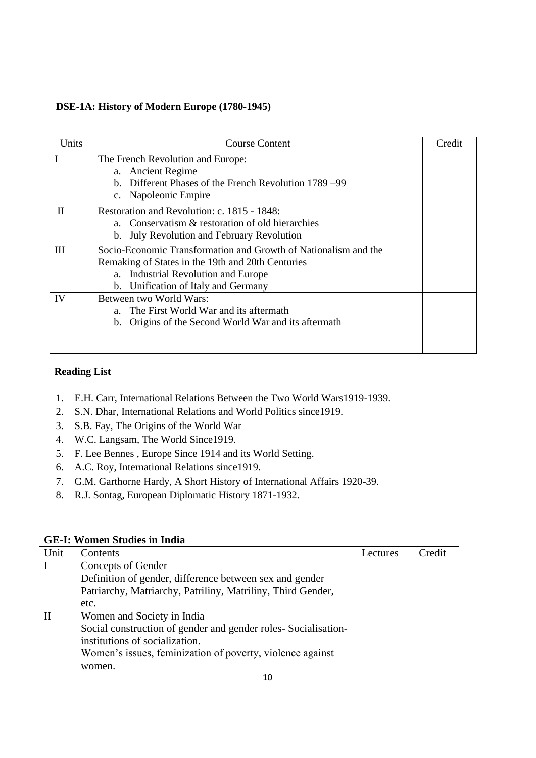**DSE-1A: History of Modern Europe (1780-1945)**

| Units | Course Content | Credit |
|---|---|---|
| I | The French Revolution and Europe:<br>a. Ancient Regime<br>b. Different Phases of the French Revolution 1789 –99<br>c. Napoleonic Empire | |
| II | Restoration and Revolution: c. 1815 - 1848:<br>a. Conservatism & restoration of old hierarchies<br>b. July Revolution and February Revolution | |
| III | Socio-Economic Transformation and Growth of Nationalism and the Remaking of States in the 19th and 20th Centuries<br>a. Industrial Revolution and Europe<br>b. Unification of Italy and Germany | |
| IV | Between two World Wars:<br>a. The First World War and its aftermath<br>b. Origins of the Second World War and its aftermath | |

**Reading List**

1. E.H. Carr, International Relations Between the Two World Wars1919-1939.
2. S.N. Dhar, International Relations and World Politics since1919.
3. S.B. Fay, The Origins of the World War
4. W.C. Langsam, The World Since1919.
5. F. Lee Bennes , Europe Since 1914 and its World Setting.
6. A.C. Roy, International Relations since1919.
7. G.M. Garthorne Hardy, A Short History of International Affairs 1920-39.
8. R.J. Sontag, European Diplomatic History 1871-1932.

**GE-I: Women Studies in India**

| Unit | Contents | Lectures | Credit |
|---|---|---|---|
| I | Concepts of Gender<br>Definition of gender, difference between sex and gender<br>Patriarchy, Matriarchy, Patriliny, Matriliny, Third Gender, etc. | | |
| II | Women and Society in India<br>Social construction of gender and gender roles- Socialisation-institutions of socialization.<br>Women's issues, feminization of poverty, violence against women. | | |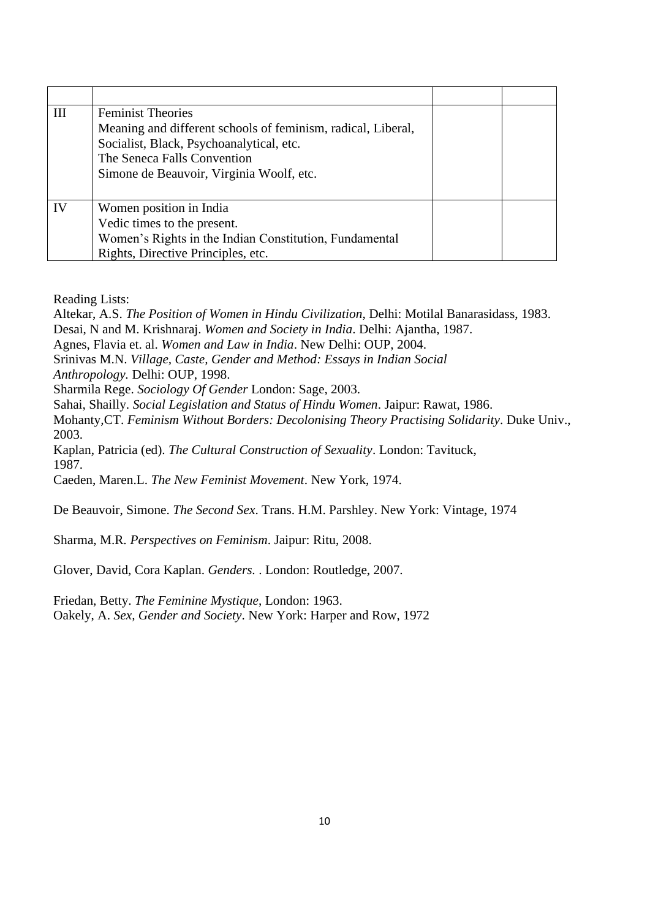| | | | |
|---|---|---|---|
| III | Feminist Theories<br>Meaning and different schools of feminism, radical, Liberal, Socialist, Black, Psychoanalytical, etc.<br>The Seneca Falls Convention<br>Simone de Beauvoir, Virginia Woolf, etc. | | |
| IV | Women position in India<br>Vedic times to the present.<br>Women's Rights in the Indian Constitution, Fundamental Rights, Directive Principles, etc. | | |

Reading Lists:

Altekar, A.S. *The Position of Women in Hindu Civilization*, Delhi: Motilal Banarasidass, 1983.
Desai, N and M. Krishnaraj. *Women and Society in India*. Delhi: Ajantha, 1987.
Agnes, Flavia et. al. *Women and Law in India*. New Delhi: OUP, 2004.
Srinivas M.N. *Village, Caste, Gender and Method: Essays in Indian Social Anthropology.* Delhi: OUP, 1998.
Sharmila Rege. *Sociology Of Gender* London: Sage, 2003.
Sahai, Shailly. *Social Legislation and Status of Hindu Women*. Jaipur: Rawat, 1986.
Mohanty,CT. *Feminism Without Borders: Decolonising Theory Practising Solidarity*. Duke Univ., 2003.
Kaplan, Patricia (ed). *The Cultural Construction of Sexuality*. London: Tavituck, 1987.
Caeden, Maren.L. *The New Feminist Movement*. New York, 1974.

De Beauvoir, Simone. *The Second Sex*. Trans. H.M. Parshley. New York: Vintage, 1974

Sharma, M.R. *Perspectives on Feminism*. Jaipur: Ritu, 2008.

Glover, David, Cora Kaplan. *Genders.* . London: Routledge, 2007.

Friedan, Betty. *The Feminine Mystique*, London: 1963.
Oakely, A. *Sex, Gender and Society*. New York: Harper and Row, 1972